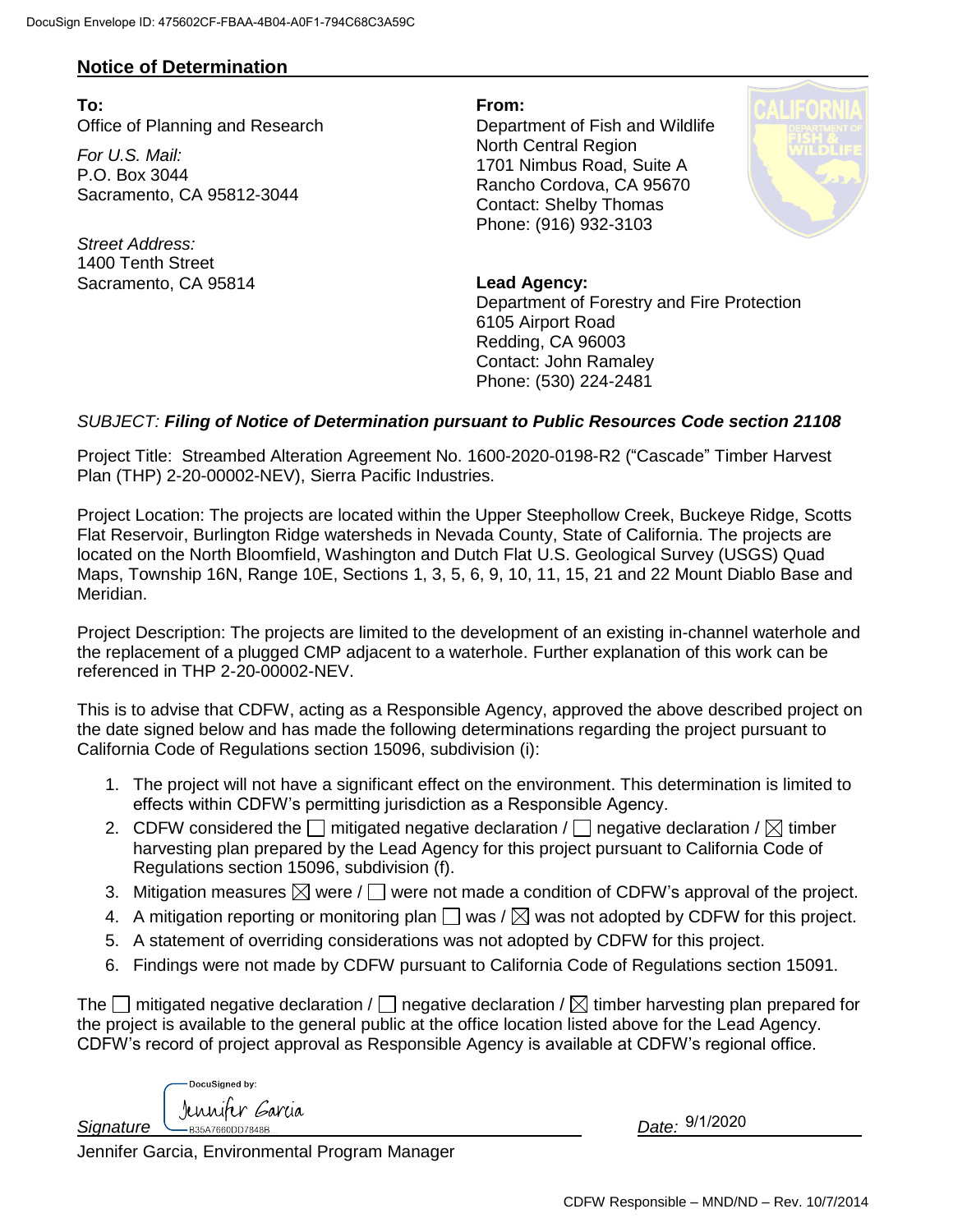## Notice of Determination

**To:**
Office of Planning and Research

*For U.S. Mail:*
P.O. Box 3044
Sacramento, CA 95812-3044

*Street Address:*
1400 Tenth Street
Sacramento, CA 95814

**From:**
Department of Fish and Wildlife
North Central Region
1701 Nimbus Road, Suite A
Rancho Cordova, CA 95670
Contact: Shelby Thomas
Phone: (916) 932-3103

**Lead Agency:**
Department of Forestry and Fire Protection
6105 Airport Road
Redding, CA 96003
Contact: John Ramaley
Phone: (530) 224-2481

*SUBJECT:* ***Filing of Notice of Determination pursuant to Public Resources Code section 21108***

Project Title: Streambed Alteration Agreement No. 1600-2020-0198-R2 ("Cascade" Timber Harvest Plan (THP) 2-20-00002-NEV), Sierra Pacific Industries.

Project Location: The projects are located within the Upper Steephollow Creek, Buckeye Ridge, Scotts Flat Reservoir, Burlington Ridge watersheds in Nevada County, State of California. The projects are located on the North Bloomfield, Washington and Dutch Flat U.S. Geological Survey (USGS) Quad Maps, Township 16N, Range 10E, Sections 1, 3, 5, 6, 9, 10, 11, 15, 21 and 22 Mount Diablo Base and Meridian.

Project Description: The projects are limited to the development of an existing in-channel waterhole and the replacement of a plugged CMP adjacent to a waterhole. Further explanation of this work can be referenced in THP 2-20-00002-NEV.

This is to advise that CDFW, acting as a Responsible Agency, approved the above described project on the date signed below and has made the following determinations regarding the project pursuant to California Code of Regulations section 15096, subdivision (i):

1. The project will not have a significant effect on the environment. This determination is limited to effects within CDFW's permitting jurisdiction as a Responsible Agency.
2. CDFW considered the ☐ mitigated negative declaration / ☐ negative declaration / ☒ timber harvesting plan prepared by the Lead Agency for this project pursuant to California Code of Regulations section 15096, subdivision (f).
3. Mitigation measures ☒ were / ☐ were not made a condition of CDFW's approval of the project.
4. A mitigation reporting or monitoring plan ☐ was / ☒ was not adopted by CDFW for this project.
5. A statement of overriding considerations was not adopted by CDFW for this project.
6. Findings were not made by CDFW pursuant to California Code of Regulations section 15091.

The ☐ mitigated negative declaration / ☐ negative declaration / ☒ timber harvesting plan prepared for the project is available to the general public at the office location listed above for the Lead Agency. CDFW's record of project approval as Responsible Agency is available at CDFW's regional office.

*Signature* DocuSigned by: Jennifer Garcia — B35A7660DD7848B

*Date:* 9/1/2020

Jennifer Garcia, Environmental Program Manager

CDFW Responsible – MND/ND – Rev. 10/7/2014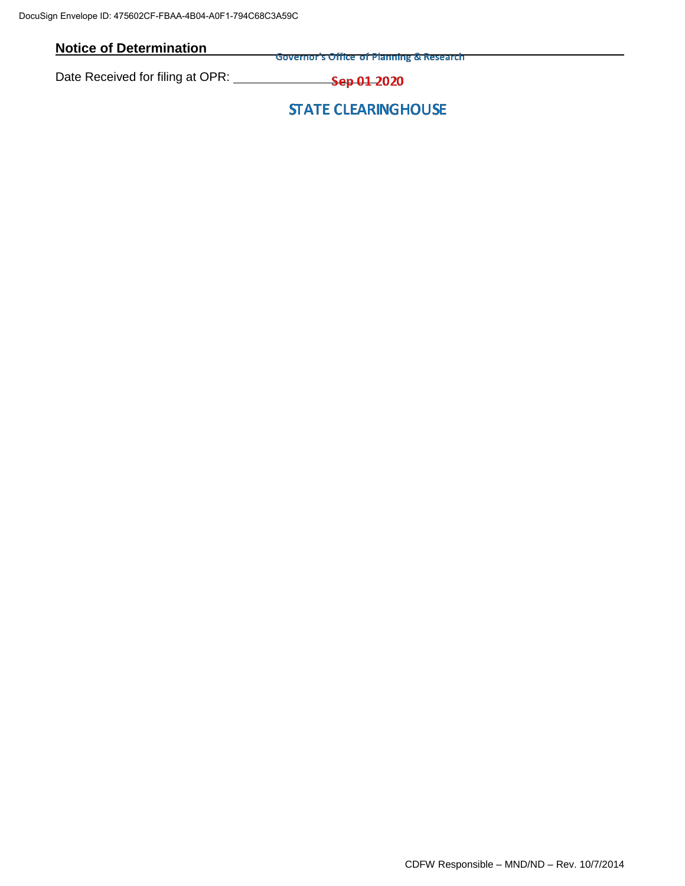DocuSign Envelope ID: 475602CF-FBAA-4B04-A0F1-794C68C3A59C

**Notice of Determination**

Governor's Office of Planning & Research

Date Received for filing at OPR: Sep 01 2020

STATE CLEARINGHOUSE

CDFW Responsible – MND/ND – Rev. 10/7/2014